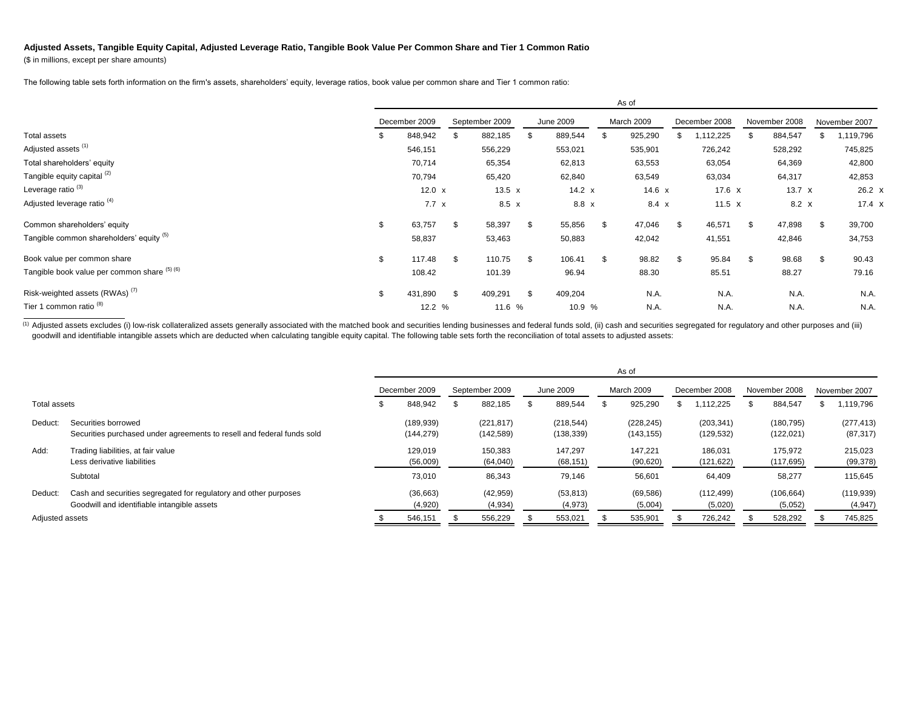**Adjusted Assets, Tangible Equity Capital, Adjusted Leverage Ratio, Tangible Book Value Per Common Share and Tier 1 Common Ratio**

($ in millions, except per share amounts)

The following table sets forth information on the firm's assets, shareholders' equity, leverage ratios, book value per common share and Tier 1 common ratio:

| | As of | | | | | | |
|---|---|---|---|---|---|---|---|
| | December 2009 | September 2009 | June 2009 | March 2009 | December 2008 | November 2008 | November 2007 |
| Total assets | $ 848,942 | $ 882,185 | $ 889,544 | $ 925,290 | $ 1,112,225 | $ 884,547 | $ 1,119,796 |
| Adjusted assets [1] | 546,151 | 556,229 | 553,021 | 535,901 | 726,242 | 528,292 | 745,825 |
| Total shareholders' equity | 70,714 | 65,354 | 62,813 | 63,553 | 63,054 | 64,369 | 42,800 |
| Tangible equity capital [2] | 70,794 | 65,420 | 62,840 | 63,549 | 63,034 | 64,317 | 42,853 |
| Leverage ratio [3] | 12.0 x | 13.5 x | 14.2 x | 14.6 x | 17.6 x | 13.7 x | 26.2 x |
| Adjusted leverage ratio [4] | 7.7 x | 8.5 x | 8.8 x | 8.4 x | 11.5 x | 8.2 x | 17.4 x |
| Common shareholders' equity | $ 63,757 | $ 58,397 | $ 55,856 | $ 47,046 | $ 46,571 | $ 47,898 | $ 39,700 |
| Tangible common shareholders' equity [5] | 58,837 | 53,463 | 50,883 | 42,042 | 41,551 | 42,846 | 34,753 |
| Book value per common share | $ 117.48 | $ 110.75 | $ 106.41 | $ 98.82 | $ 95.84 | $ 98.68 | $ 90.43 |
| Tangible book value per common share [5] [6] | 108.42 | 101.39 | 96.94 | 88.30 | 85.51 | 88.27 | 79.16 |
| Risk-weighted assets (RWAs) [7] | $ 431,890 | $ 409,291 | $ 409,204 | N.A. | N.A. | N.A. | N.A. |
| Tier 1 common ratio [8] | 12.2 % | 11.6 % | 10.9 % | N.A. | N.A. | N.A. | N.A. |

[1] Adjusted assets excludes (i) low-risk collateralized assets generally associated with the matched book and securities lending businesses and federal funds sold, (ii) cash and securities segregated for regulatory and other purposes and (iii) goodwill and identifiable intangible assets which are deducted when calculating tangible equity capital. The following table sets forth the reconciliation of total assets to adjusted assets:

| | | As of | | | | | | |
|---|---|---|---|---|---|---|---|---|
| | | December 2009 | September 2009 | June 2009 | March 2009 | December 2008 | November 2008 | November 2007 |
| Total assets | | $ 848,942 | $ 882,185 | $ 889,544 | $ 925,290 | $ 1,112,225 | $ 884,547 | $ 1,119,796 |
| Deduct: | Securities borrowed | (189,939) | (221,817) | (218,544) | (228,245) | (203,341) | (180,795) | (277,413) |
| | Securities purchased under agreements to resell and federal funds sold | (144,279) | (142,589) | (138,339) | (143,155) | (129,532) | (122,021) | (87,317) |
| Add: | Trading liabilities, at fair value | 129,019 | 150,383 | 147,297 | 147,221 | 186,031 | 175,972 | 215,023 |
| | Less derivative liabilities | (56,009) | (64,040) | (68,151) | (90,620) | (121,622) | (117,695) | (99,378) |
| | Subtotal | 73,010 | 86,343 | 79,146 | 56,601 | 64,409 | 58,277 | 115,645 |
| Deduct: | Cash and securities segregated for regulatory and other purposes | (36,663) | (42,959) | (53,813) | (69,586) | (112,499) | (106,664) | (119,939) |
| | Goodwill and identifiable intangible assets | (4,920) | (4,934) | (4,973) | (5,004) | (5,020) | (5,052) | (4,947) |
| Adjusted assets | | $ 546,151 | $ 556,229 | $ 553,021 | $ 535,901 | $ 726,242 | $ 528,292 | $ 745,825 |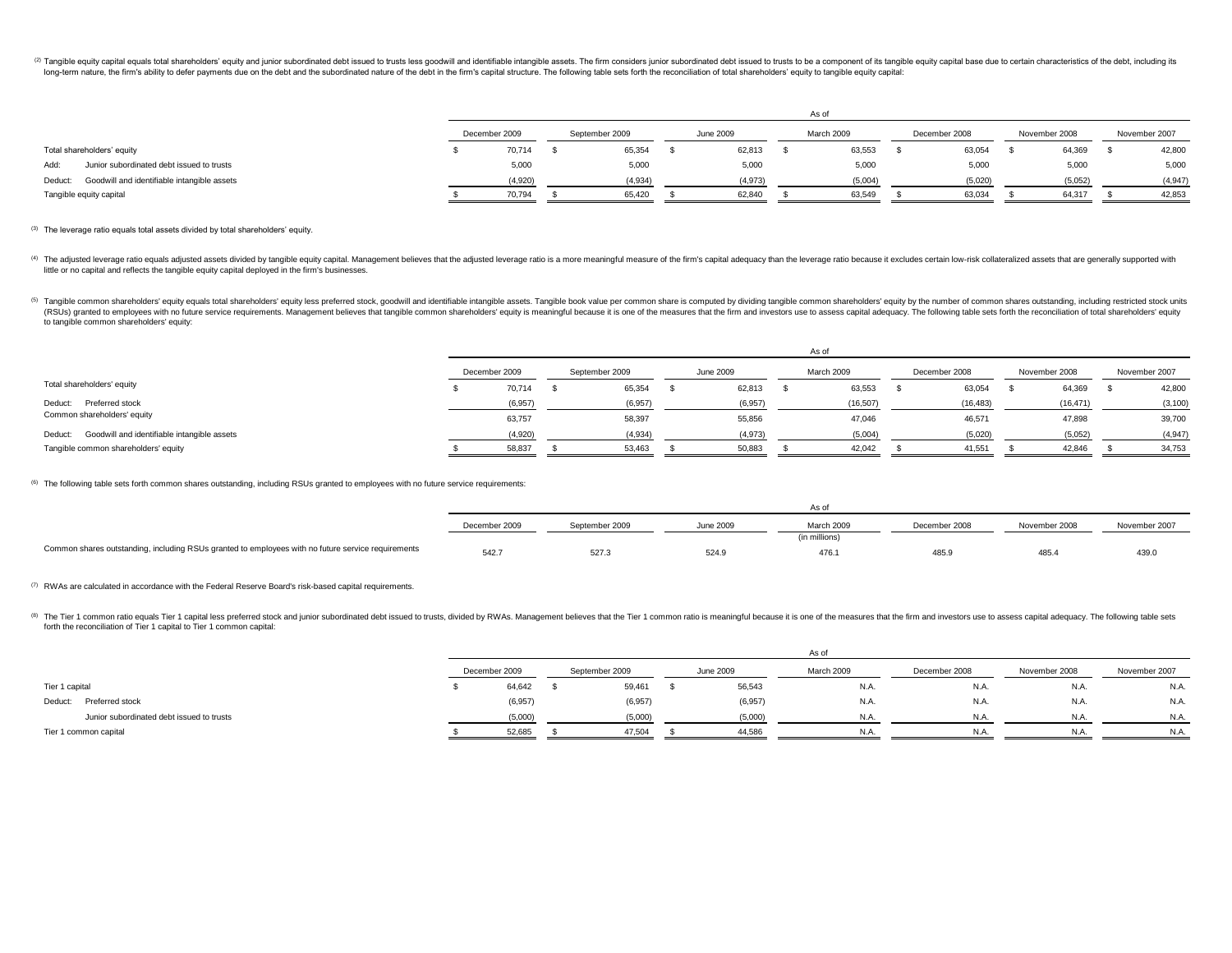(2) Tangible equity capital equals total shareholders' equity and junior subordinated debt issued to trusts less goodwill and identifiable intangible assets. The firm considers junior subordinated debt issued to trusts to be a component of its tangible equity capital base due to certain characteristics of the debt, including its long-term nature, the firm's ability to defer payments due on the debt and the subordinated nature of the debt in the firm's capital structure. The following table sets forth the reconciliation of total shareholders' equity to tangible equity capital:

| | As of | | | | | | |
|---|---|---|---|---|---|---|---|
| | December 2009 | September 2009 | June 2009 | March 2009 | December 2008 | November 2008 | November 2007 |
| Total shareholders' equity | $ 70,714 | $ 65,354 | $ 62,813 | $ 63,553 | $ 63,054 | $ 64,369 | $ 42,800 |
| Add: Junior subordinated debt issued to trusts | 5,000 | 5,000 | 5,000 | 5,000 | 5,000 | 5,000 | 5,000 |
| Deduct: Goodwill and identifiable intangible assets | (4,920) | (4,934) | (4,973) | (5,004) | (5,020) | (5,052) | (4,947) |
| Tangible equity capital | $ 70,794 | $ 65,420 | $ 62,840 | $ 63,549 | $ 63,034 | $ 64,317 | $ 42,853 |

(3) The leverage ratio equals total assets divided by total shareholders' equity.

(4) The adjusted leverage ratio equals adjusted assets divided by tangible equity capital. Management believes that the adjusted leverage ratio is a more meaningful measure of the firm's capital adequacy than the leverage ratio because it excludes certain low-risk collateralized assets that are generally supported with little or no capital and reflects the tangible equity capital deployed in the firm's businesses.

(5) Tangible common shareholders' equity equals total shareholders' equity less preferred stock, goodwill and identifiable intangible assets. Tangible book value per common share is computed by dividing tangible common shareholders' equity by the number of common shares outstanding, including restricted stock units (RSUs) granted to employees with no future service requirements. Management believes that tangible common shareholders' equity is meaningful because it is one of the measures that the firm and investors use to assess capital adequacy. The following table sets forth the reconciliation of total shareholders' equity to tangible common shareholders' equity:

| | As of | | | | | | |
|---|---|---|---|---|---|---|---|
| | December 2009 | September 2009 | June 2009 | March 2009 | December 2008 | November 2008 | November 2007 |
| Total shareholders' equity | $ 70,714 | $ 65,354 | $ 62,813 | $ 63,553 | $ 63,054 | $ 64,369 | $ 42,800 |
| Deduct: Preferred stock | (6,957) | (6,957) | (6,957) | (16,507) | (16,483) | (16,471) | (3,100) |
| Common shareholders' equity | 63,757 | 58,397 | 55,856 | 47,046 | 46,571 | 47,898 | 39,700 |
| Deduct: Goodwill and identifiable intangible assets | (4,920) | (4,934) | (4,973) | (5,004) | (5,020) | (5,052) | (4,947) |
| Tangible common shareholders' equity | $ 58,837 | $ 53,463 | $ 50,883 | $ 42,042 | $ 41,551 | $ 42,846 | $ 34,753 |

(6) The following table sets forth common shares outstanding, including RSUs granted to employees with no future service requirements:

| | As of | | | | | | |
|---|---|---|---|---|---|---|---|
| | December 2009 | September 2009 | June 2009 | March 2009 | December 2008 | November 2008 | November 2007 |
| | | | | (in millions) | | | |
| Common shares outstanding, including RSUs granted to employees with no future service requirements | 542.7 | 527.3 | 524.9 | 476.1 | 485.9 | 485.4 | 439.0 |

(7) RWAs are calculated in accordance with the Federal Reserve Board's risk-based capital requirements.

(8) The Tier 1 common ratio equals Tier 1 capital less preferred stock and junior subordinated debt issued to trusts, divided by RWAs. Management believes that the Tier 1 common ratio is meaningful because it is one of the measures that the firm and investors use to assess capital adequacy. The following table sets forth the reconciliation of Tier 1 capital to Tier 1 common capital:

| | As of | | | | | | |
|---|---|---|---|---|---|---|---|
| | December 2009 | September 2009 | June 2009 | March 2009 | December 2008 | November 2008 | November 2007 |
| Tier 1 capital | $ 64,642 | $ 59,461 | $ 56,543 | N.A. | N.A. | N.A. | N.A. |
| Deduct: Preferred stock | (6,957) | (6,957) | (6,957) | N.A. | N.A. | N.A. | N.A. |
| Junior subordinated debt issued to trusts | (5,000) | (5,000) | (5,000) | N.A. | N.A. | N.A. | N.A. |
| Tier 1 common capital | $ 52,685 | $ 47,504 | $ 44,586 | N.A. | N.A. | N.A. | N.A. |